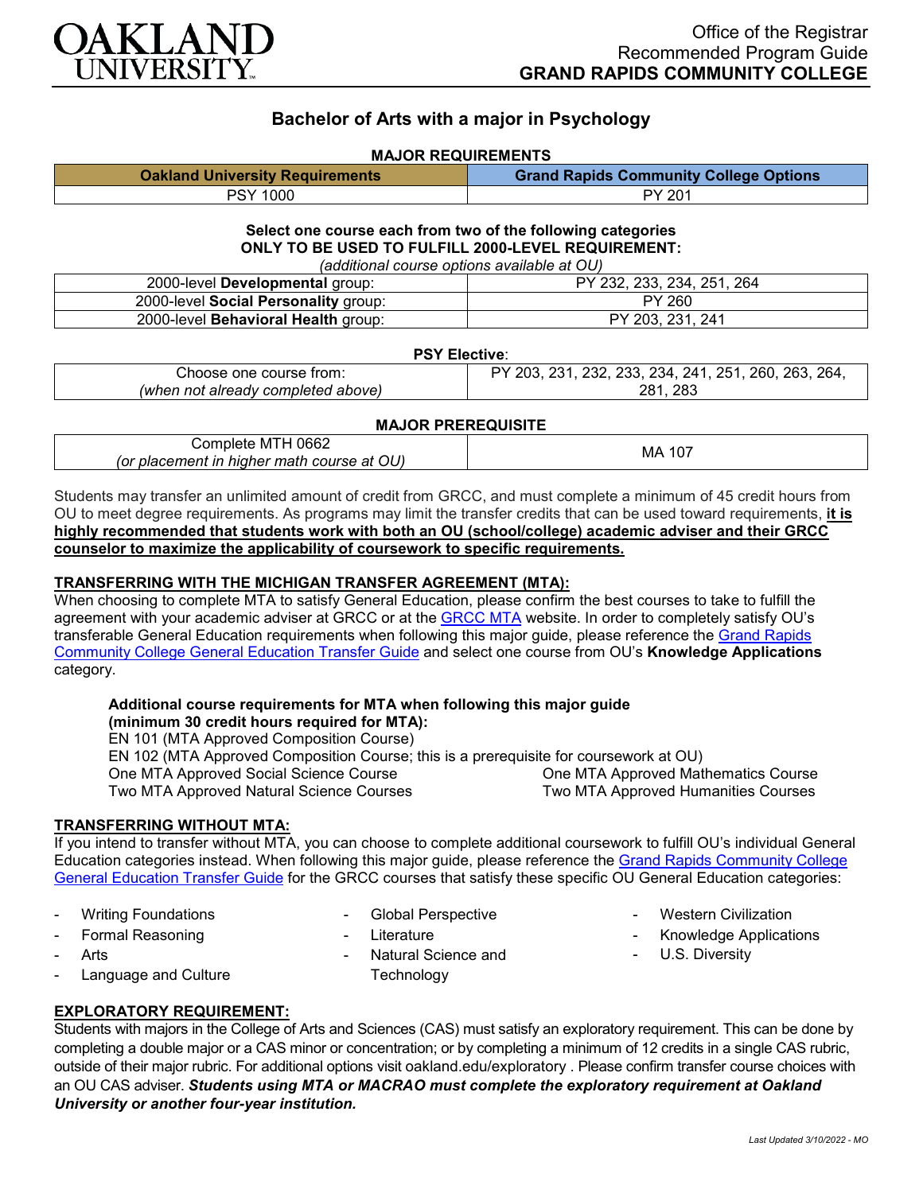Office of the Registrar
Recommended Program Guide
**GRAND RAPIDS COMMUNITY COLLEGE**

# Bachelor of Arts with a major in Psychology

## MAJOR REQUIREMENTS

| Oakland University Requirements | Grand Rapids Community College Options |
|---|---|
| PSY 1000 | PY 201 |

**Select one course each from two of the following categories**
**ONLY TO BE USED TO FULFILL 2000-LEVEL REQUIREMENT:**
*(additional course options available at OU)*

| | |
|---|---|
| 2000-level **Developmental** group: | PY 232, 233, 234, 251, 264 |
| 2000-level **Social Personality** group: | PY 260 |
| 2000-level **Behavioral Health** group: | PY 203, 231, 241 |

**PSY Elective**:

| | |
|---|---|
| Choose one course from: *(when not already completed above)* | PY 203, 231, 232, 233, 234, 241, 251, 260, 263, 264, 281, 283 |

**MAJOR PREREQUISITE**

| | |
|---|---|
| Complete MTH 0662 *(or placement in higher math course at OU)* | MA 107 |

Students may transfer an unlimited amount of credit from GRCC, and must complete a minimum of 45 credit hours from OU to meet degree requirements. As programs may limit the transfer credits that can be used toward requirements, **it is highly recommended that students work with both an OU (school/college) academic adviser and their GRCC counselor to maximize the applicability of coursework to specific requirements.**

## TRANSFERRING WITH THE MICHIGAN TRANSFER AGREEMENT (MTA):

When choosing to complete MTA to satisfy General Education, please confirm the best courses to take to fulfill the agreement with your academic adviser at GRCC or at the GRCC MTA website. In order to completely satisfy OU's transferable General Education requirements when following this major guide, please reference the Grand Rapids Community College General Education Transfer Guide and select one course from OU's **Knowledge Applications** category.

**Additional course requirements for MTA when following this major guide (minimum 30 credit hours required for MTA):**
EN 101 (MTA Approved Composition Course)
EN 102 (MTA Approved Composition Course; this is a prerequisite for coursework at OU)
One MTA Approved Social Science Course
Two MTA Approved Natural Science Courses
One MTA Approved Mathematics Course
Two MTA Approved Humanities Courses

## TRANSFERRING WITHOUT MTA:

If you intend to transfer without MTA, you can choose to complete additional coursework to fulfill OU's individual General Education categories instead. When following this major guide, please reference the Grand Rapids Community College General Education Transfer Guide for the GRCC courses that satisfy these specific OU General Education categories:

- Writing Foundations
- Formal Reasoning
- Arts
- Language and Culture
- Global Perspective
- Literature
- Natural Science and Technology
- Western Civilization
- Knowledge Applications
- U.S. Diversity

## EXPLORATORY REQUIREMENT:

Students with majors in the College of Arts and Sciences (CAS) must satisfy an exploratory requirement. This can be done by completing a double major or a CAS minor or concentration; or by completing a minimum of 12 credits in a single CAS rubric, outside of their major rubric. For additional options visit oakland.edu/exploratory . Please confirm transfer course choices with an OU CAS adviser. ***Students using MTA or MACRAO must complete the exploratory requirement at Oakland University or another four-year institution.***

*Last Updated 3/10/2022 - MO*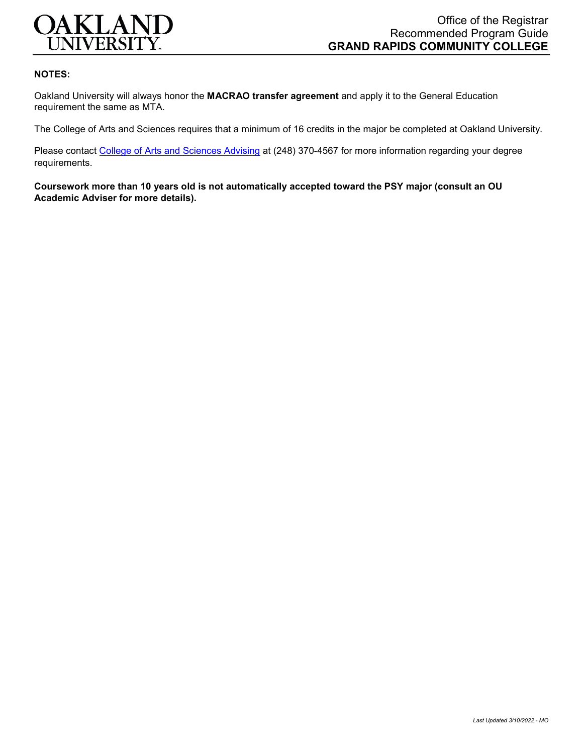**NOTES:**

Oakland University will always honor the **MACRAO transfer agreement** and apply it to the General Education requirement the same as MTA.

The College of Arts and Sciences requires that a minimum of 16 credits in the major be completed at Oakland University.

Please contact College of Arts and Sciences Advising at (248) 370-4567 for more information regarding your degree requirements.

**Coursework more than 10 years old is not automatically accepted toward the PSY major (consult an OU Academic Adviser for more details).**

*Last Updated 3/10/2022 - MO*